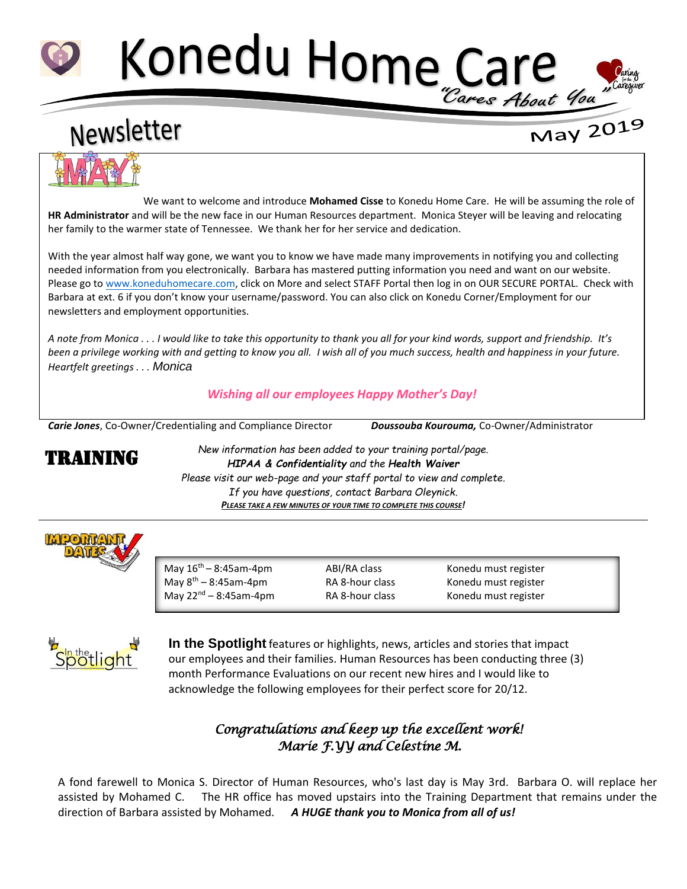# Konedu Home Care

*"Cares About You"*

## Newsletter

May 2019

MAY

We want to welcome and introduce **Mohamed Cisse** to Konedu Home Care. He will be assuming the role of **HR Administrator** and will be the new face in our Human Resources department. Monica Steyer will be leaving and relocating her family to the warmer state of Tennessee. We thank her for her service and dedication.

With the year almost half way gone, we want you to know we have made many improvements in notifying you and collecting needed information from you electronically. Barbara has mastered putting information you need and want on our website. Please go to www.koneduhomecare.com, click on More and select STAFF Portal then log in on OUR SECURE PORTAL. Check with Barbara at ext. 6 if you don't know your username/password. You can also click on Konedu Corner/Employment for our newsletters and employment opportunities.

*A note from Monica . . . I would like to take this opportunity to thank you all for your kind words, support and friendship. It's been a privilege working with and getting to know you all. I wish all of you much success, health and happiness in your future. Heartfelt greetings . . . Monica*

***Wishing all our employees Happy Mother's Day!***

***Carie Jones***, Co-Owner/Credentialing and Compliance Director ***Doussouba Kourouma,*** Co-Owner/Administrator

## TRAINING

*New information has been added to your training portal/page.*
***HIPAA & Confidentiality** and the **Health Waiver***
*Please visit our web-page and your staff portal to view and complete.*
*If you have questions, contact Barbara Oleynick.*
***PLEASE TAKE A FEW MINUTES OF YOUR TIME TO COMPLETE THIS COURSE!***

## IMPORTANT DATES

| | | |
|---|---|---|
| May 16th – 8:45am-4pm | ABI/RA class | Konedu must register |
| May 8th – 8:45am-4pm | RA 8-hour class | Konedu must register |
| May 22nd – 8:45am-4pm | RA 8-hour class | Konedu must register |

## In the Spotlight

**In the Spotlight** features or highlights, news, articles and stories that impact our employees and their families. Human Resources has been conducting three (3) month Performance Evaluations on our recent new hires and I would like to acknowledge the following employees for their perfect score for 20/12.

*Congratulations and keep up the excellent work!*
*Marie F.YY and Celestine M.*

A fond farewell to Monica S. Director of Human Resources, who's last day is May 3rd. Barbara O. will replace her assisted by Mohamed C. The HR office has moved upstairs into the Training Department that remains under the direction of Barbara assisted by Mohamed. ***A HUGE thank you to Monica from all of us!***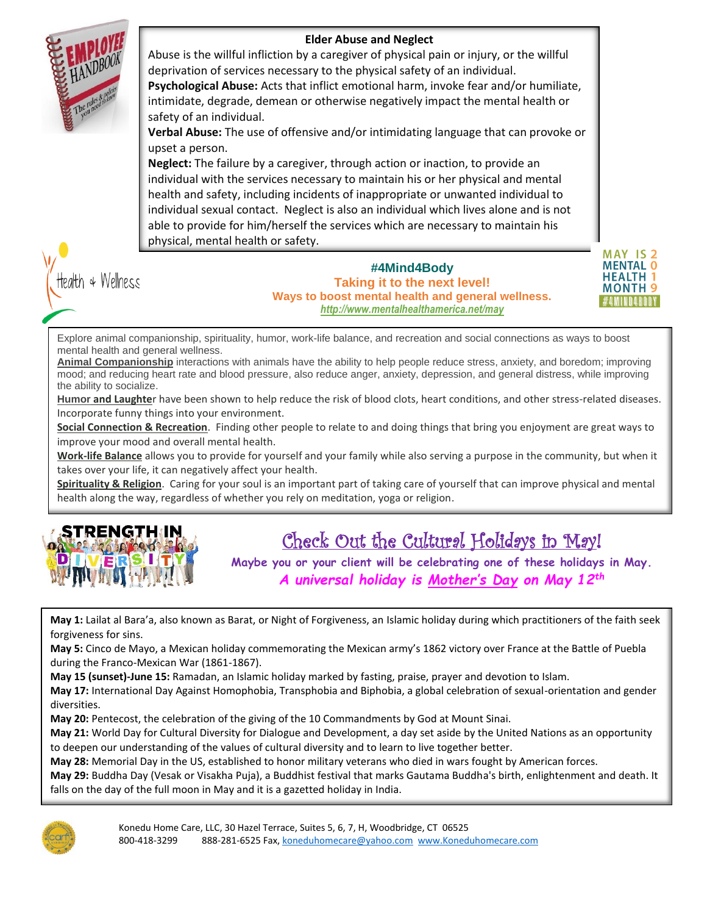## Elder Abuse and Neglect

Abuse is the willful infliction by a caregiver of physical pain or injury, or the willful deprivation of services necessary to the physical safety of an individual.

**Psychological Abuse:** Acts that inflict emotional harm, invoke fear and/or humiliate, intimidate, degrade, demean or otherwise negatively impact the mental health or safety of an individual.

**Verbal Abuse:** The use of offensive and/or intimidating language that can provoke or upset a person.

**Neglect:** The failure by a caregiver, through action or inaction, to provide an individual with the services necessary to maintain his or her physical and mental health and safety, including incidents of inappropriate or unwanted individual to individual sexual contact. Neglect is also an individual which lives alone and is not able to provide for him/herself the services which are necessary to maintain his physical, mental health or safety.

Health & Wellness

## #4Mind4Body

**Taking it to the next level!**

**Ways to boost mental health and general wellness.**

*http://www.mentalhealthamerica.net/may*

MAY IS MENTAL HEALTH MONTH 2019 #4MIND4BODY

Explore animal companionship, spirituality, humor, work-life balance, and recreation and social connections as ways to boost mental health and general wellness.

**Animal Companionship** interactions with animals have the ability to help people reduce stress, anxiety, and boredom; improving mood; and reducing heart rate and blood pressure, also reduce anger, anxiety, depression, and general distress, while improving the ability to socialize.

**Humor and Laughter** have been shown to help reduce the risk of blood clots, heart conditions, and other stress-related diseases. Incorporate funny things into your environment.

**Social Connection & Recreation**. Finding other people to relate to and doing things that bring you enjoyment are great ways to improve your mood and overall mental health.

**Work-life Balance** allows you to provide for yourself and your family while also serving a purpose in the community, but when it takes over your life, it can negatively affect your health.

**Spirituality & Religion**. Caring for your soul is an important part of taking care of yourself that can improve physical and mental health along the way, regardless of whether you rely on meditation, yoga or religion.

STRENGTH IN DIVERSITY

## Check Out the Cultural Holidays in May!

**Maybe you or your client will be celebrating one of these holidays in May.**

***A universal holiday is Mother's Day on May 12th***

**May 1:** Lailat al Bara'a, also known as Barat, or Night of Forgiveness, an Islamic holiday during which practitioners of the faith seek forgiveness for sins.

**May 5:** Cinco de Mayo, a Mexican holiday commemorating the Mexican army's 1862 victory over France at the Battle of Puebla during the Franco-Mexican War (1861-1867).

**May 15 (sunset)-June 15:** Ramadan, an Islamic holiday marked by fasting, praise, prayer and devotion to Islam.

**May 17:** International Day Against Homophobia, Transphobia and Biphobia, a global celebration of sexual-orientation and gender diversities.

**May 20:** Pentecost, the celebration of the giving of the 10 Commandments by God at Mount Sinai.

**May 21:** World Day for Cultural Diversity for Dialogue and Development, a day set aside by the United Nations as an opportunity to deepen our understanding of the values of cultural diversity and to learn to live together better.

**May 28:** Memorial Day in the US, established to honor military veterans who died in wars fought by American forces.

**May 29:** Buddha Day (Vesak or Visakha Puja), a Buddhist festival that marks Gautama Buddha's birth, enlightenment and death. It falls on the day of the full moon in May and it is a gazetted holiday in India.

Konedu Home Care, LLC, 30 Hazel Terrace, Suites 5, 6, 7, H, Woodbridge, CT 06525
800-418-3299 888-281-6525 Fax, koneduhomecare@yahoo.com www.Koneduhomecare.com